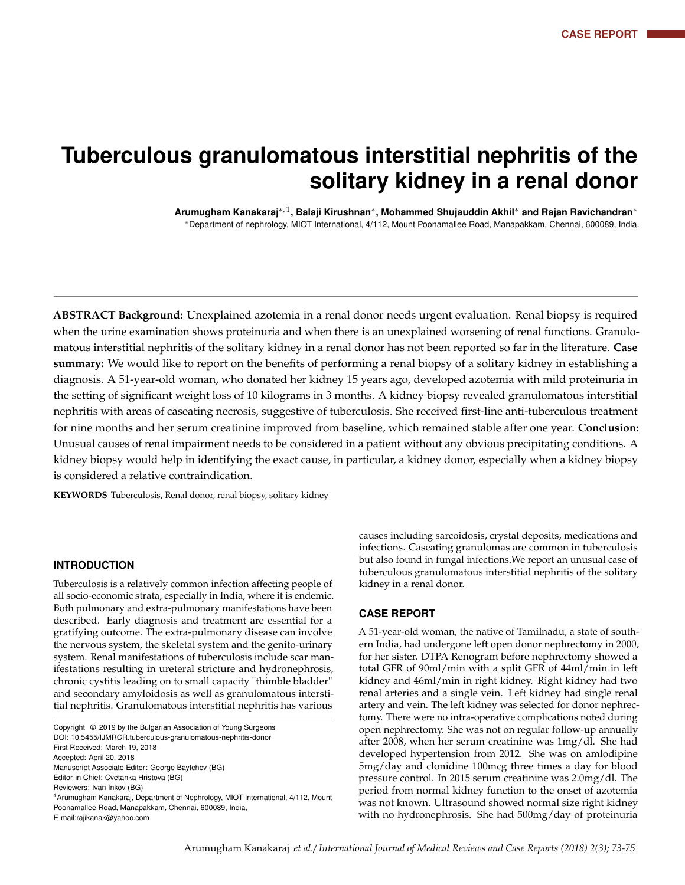CASE REPORT

# Tuberculous granulomatous interstitial nephritis of the solitary kidney in a renal donor

**Arumugham Kanakaraj*,[1], Balaji Kirushnan*, Mohammed Shujauddin Akhil* and Rajan Ravichandran***

*Department of nephrology, MIOT International, 4/112, Mount Poonamallee Road, Manapakkam, Chennai, 600089, India.

**ABSTRACT Background:** Unexplained azotemia in a renal donor needs urgent evaluation. Renal biopsy is required when the urine examination shows proteinuria and when there is an unexplained worsening of renal functions. Granulomatous interstitial nephritis of the solitary kidney in a renal donor has not been reported so far in the literature. **Case summary:** We would like to report on the benefits of performing a renal biopsy of a solitary kidney in establishing a diagnosis. A 51-year-old woman, who donated her kidney 15 years ago, developed azotemia with mild proteinuria in the setting of significant weight loss of 10 kilograms in 3 months. A kidney biopsy revealed granulomatous interstitial nephritis with areas of caseating necrosis, suggestive of tuberculosis. She received first-line anti-tuberculous treatment for nine months and her serum creatinine improved from baseline, which remained stable after one year. **Conclusion:** Unusual causes of renal impairment needs to be considered in a patient without any obvious precipitating conditions. A kidney biopsy would help in identifying the exact cause, in particular, a kidney donor, especially when a kidney biopsy is considered a relative contraindication.

**KEYWORDS** Tuberculosis, Renal donor, renal biopsy, solitary kidney

## INTRODUCTION

Tuberculosis is a relatively common infection affecting people of all socio-economic strata, especially in India, where it is endemic. Both pulmonary and extra-pulmonary manifestations have been described. Early diagnosis and treatment are essential for a gratifying outcome. The extra-pulmonary disease can involve the nervous system, the skeletal system and the genito-urinary system. Renal manifestations of tuberculosis include scar manifestations resulting in ureteral stricture and hydronephrosis, chronic cystitis leading on to small capacity "thimble bladder" and secondary amyloidosis as well as granulomatous interstitial nephritis. Granulomatous interstitial nephritis has various causes including sarcoidosis, crystal deposits, medications and infections. Caseating granulomas are common in tuberculosis but also found in fungal infections.We report an unusual case of tuberculous granulomatous interstitial nephritis of the solitary kidney in a renal donor.

## CASE REPORT

A 51-year-old woman, the native of Tamilnadu, a state of southern India, had undergone left open donor nephrectomy in 2000, for her sister. DTPA Renogram before nephrectomy showed a total GFR of 90ml/min with a split GFR of 44ml/min in left kidney and 46ml/min in right kidney. Right kidney had two renal arteries and a single vein. Left kidney had single renal artery and vein. The left kidney was selected for donor nephrectomy. There were no intra-operative complications noted during open nephrectomy. She was not on regular follow-up annually after 2008, when her serum creatinine was 1mg/dl. She had developed hypertension from 2012. She was on amlodipine 5mg/day and clonidine 100mcg three times a day for blood pressure control. In 2015 serum creatinine was 2.0mg/dl. The period from normal kidney function to the onset of azotemia was not known. Ultrasound showed normal size right kidney with no hydronephrosis. She had 500mg/day of proteinuria

Copyright © 2019 by the Bulgarian Association of Young Surgeons
DOI: 10.5455/IJMRCR.tuberculous-granulomatous-nephritis-donor
First Received: March 19, 2018
Accepted: April 20, 2018
Manuscript Associate Editor: George Baytchev (BG)
Editor-in Chief: Cvetanka Hristova (BG)
Reviewers: Ivan Inkov (BG)
[1]Arumugham Kanakaraj, Department of Nephrology, MIOT International, 4/112, Mount Poonamallee Road, Manapakkam, Chennai, 600089, India,
E-mail:rajikanak@yahoo.com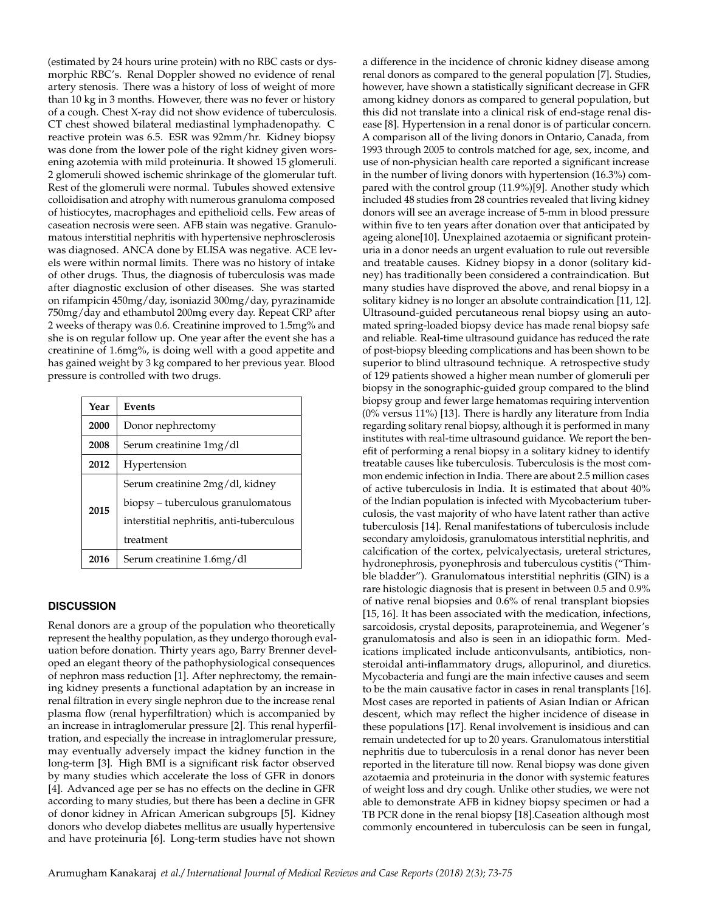(estimated by 24 hours urine protein) with no RBC casts or dysmorphic RBC's. Renal Doppler showed no evidence of renal artery stenosis. There was a history of loss of weight of more than 10 kg in 3 months. However, there was no fever or history of a cough. Chest X-ray did not show evidence of tuberculosis. CT chest showed bilateral mediastinal lymphadenopathy. C reactive protein was 6.5. ESR was 92mm/hr. Kidney biopsy was done from the lower pole of the right kidney given worsening azotemia with mild proteinuria. It showed 15 glomeruli. 2 glomeruli showed ischemic shrinkage of the glomerular tuft. Rest of the glomeruli were normal. Tubules showed extensive colloidisation and atrophy with numerous granuloma composed of histiocytes, macrophages and epithelioid cells. Few areas of caseation necrosis were seen. AFB stain was negative. Granulomatous interstitial nephritis with hypertensive nephrosclerosis was diagnosed. ANCA done by ELISA was negative. ACE levels were within normal limits. There was no history of intake of other drugs. Thus, the diagnosis of tuberculosis was made after diagnostic exclusion of other diseases. She was started on rifampicin 450mg/day, isoniazid 300mg/day, pyrazinamide 750mg/day and ethambutol 200mg every day. Repeat CRP after 2 weeks of therapy was 0.6. Creatinine improved to 1.5mg% and she is on regular follow up. One year after the event she has a creatinine of 1.6mg%, is doing well with a good appetite and has gained weight by 3 kg compared to her previous year. Blood pressure is controlled with two drugs.

| Year | Events |
|---|---|
| **2000** | Donor nephrectomy |
| **2008** | Serum creatinine 1mg/dl |
| **2012** | Hypertension |
| **2015** | Serum creatinine 2mg/dl, kidney biopsy – tuberculous granulomatous interstitial nephritis, anti-tuberculous treatment |
| **2016** | Serum creatinine 1.6mg/dl |

## DISCUSSION

Renal donors are a group of the population who theoretically represent the healthy population, as they undergo thorough evaluation before donation. Thirty years ago, Barry Brenner developed an elegant theory of the pathophysiological consequences of nephron mass reduction [1]. After nephrectomy, the remaining kidney presents a functional adaptation by an increase in renal filtration in every single nephron due to the increase renal plasma flow (renal hyperfiltration) which is accompanied by an increase in intraglomerular pressure [2]. This renal hyperfiltration, and especially the increase in intraglomerular pressure, may eventually adversely impact the kidney function in the long-term [3]. High BMI is a significant risk factor observed by many studies which accelerate the loss of GFR in donors [4]. Advanced age per se has no effects on the decline in GFR according to many studies, but there has been a decline in GFR of donor kidney in African American subgroups [5]. Kidney donors who develop diabetes mellitus are usually hypertensive and have proteinuria [6]. Long-term studies have not shown a difference in the incidence of chronic kidney disease among renal donors as compared to the general population [7]. Studies, however, have shown a statistically significant decrease in GFR among kidney donors as compared to general population, but this did not translate into a clinical risk of end-stage renal disease [8]. Hypertension in a renal donor is of particular concern. A comparison all of the living donors in Ontario, Canada, from 1993 through 2005 to controls matched for age, sex, income, and use of non-physician health care reported a significant increase in the number of living donors with hypertension (16.3%) compared with the control group (11.9%)[9]. Another study which included 48 studies from 28 countries revealed that living kidney donors will see an average increase of 5-mm in blood pressure within five to ten years after donation over that anticipated by ageing alone[10]. Unexplained azotaemia or significant proteinuria in a donor needs an urgent evaluation to rule out reversible and treatable causes. Kidney biopsy in a donor (solitary kidney) has traditionally been considered a contraindication. But many studies have disproved the above, and renal biopsy in a solitary kidney is no longer an absolute contraindication [11, 12]. Ultrasound-guided percutaneous renal biopsy using an automated spring-loaded biopsy device has made renal biopsy safe and reliable. Real-time ultrasound guidance has reduced the rate of post-biopsy bleeding complications and has been shown to be superior to blind ultrasound technique. A retrospective study of 129 patients showed a higher mean number of glomeruli per biopsy in the sonographic-guided group compared to the blind biopsy group and fewer large hematomas requiring intervention (0% versus 11%) [13]. There is hardly any literature from India regarding solitary renal biopsy, although it is performed in many institutes with real-time ultrasound guidance. We report the benefit of performing a renal biopsy in a solitary kidney to identify treatable causes like tuberculosis. Tuberculosis is the most common endemic infection in India. There are about 2.5 million cases of active tuberculosis in India. It is estimated that about 40% of the Indian population is infected with Mycobacterium tuberculosis, the vast majority of who have latent rather than active tuberculosis [14]. Renal manifestations of tuberculosis include secondary amyloidosis, granulomatous interstitial nephritis, and calcification of the cortex, pelvicalyectasis, ureteral strictures, hydronephrosis, pyonephrosis and tuberculous cystitis ("Thimble bladder"). Granulomatous interstitial nephritis (GIN) is a rare histologic diagnosis that is present in between 0.5 and 0.9% of native renal biopsies and 0.6% of renal transplant biopsies [15, 16]. It has been associated with the medication, infections, sarcoidosis, crystal deposits, paraproteinemia, and Wegener's granulomatosis and also is seen in an idiopathic form. Medications implicated include anticonvulsants, antibiotics, nonsteroidal anti-inflammatory drugs, allopurinol, and diuretics. Mycobacteria and fungi are the main infective causes and seem to be the main causative factor in cases in renal transplants [16]. Most cases are reported in patients of Asian Indian or African descent, which may reflect the higher incidence of disease in these populations [17]. Renal involvement is insidious and can remain undetected for up to 20 years. Granulomatous interstitial nephritis due to tuberculosis in a renal donor has never been reported in the literature till now. Renal biopsy was done given azotaemia and proteinuria in the donor with systemic features of weight loss and dry cough. Unlike other studies, we were not able to demonstrate AFB in kidney biopsy specimen or had a TB PCR done in the renal biopsy [18].Caseation although most commonly encountered in tuberculosis can be seen in fungal,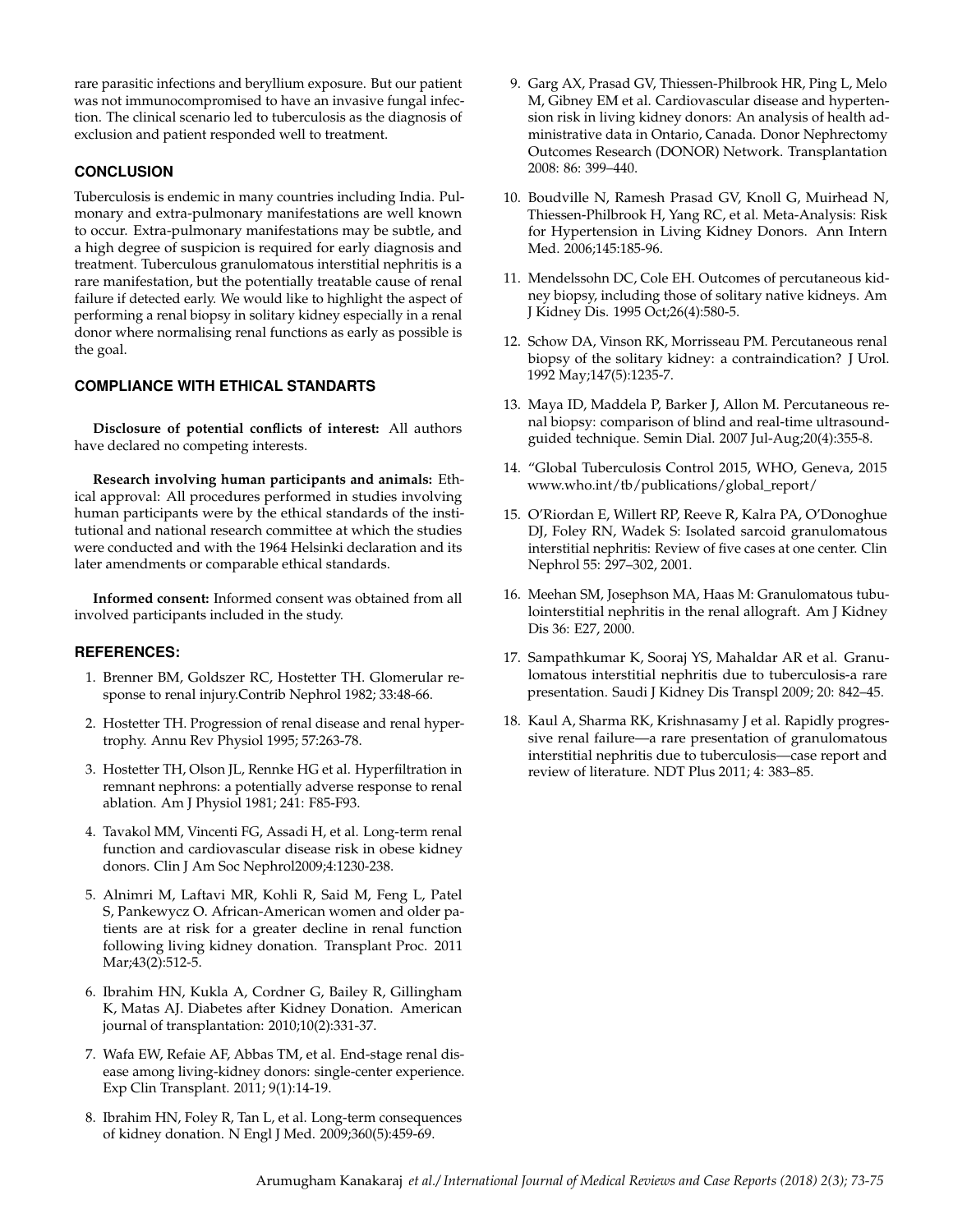rare parasitic infections and beryllium exposure. But our patient was not immunocompromised to have an invasive fungal infection. The clinical scenario led to tuberculosis as the diagnosis of exclusion and patient responded well to treatment.

## CONCLUSION

Tuberculosis is endemic in many countries including India. Pulmonary and extra-pulmonary manifestations are well known to occur. Extra-pulmonary manifestations may be subtle, and a high degree of suspicion is required for early diagnosis and treatment. Tuberculous granulomatous interstitial nephritis is a rare manifestation, but the potentially treatable cause of renal failure if detected early. We would like to highlight the aspect of performing a renal biopsy in solitary kidney especially in a renal donor where normalising renal functions as early as possible is the goal.

## COMPLIANCE WITH ETHICAL STANDARTS

**Disclosure of potential conflicts of interest:** All authors have declared no competing interests.

**Research involving human participants and animals:** Ethical approval: All procedures performed in studies involving human participants were by the ethical standards of the institutional and national research committee at which the studies were conducted and with the 1964 Helsinki declaration and its later amendments or comparable ethical standards.

**Informed consent:** Informed consent was obtained from all involved participants included in the study.

## REFERENCES:

1. Brenner BM, Goldszer RC, Hostetter TH. Glomerular response to renal injury.Contrib Nephrol 1982; 33:48-66.
2. Hostetter TH. Progression of renal disease and renal hypertrophy. Annu Rev Physiol 1995; 57:263-78.
3. Hostetter TH, Olson JL, Rennke HG et al. Hyperfiltration in remnant nephrons: a potentially adverse response to renal ablation. Am J Physiol 1981; 241: F85-F93.
4. Tavakol MM, Vincenti FG, Assadi H, et al. Long-term renal function and cardiovascular disease risk in obese kidney donors. Clin J Am Soc Nephrol2009;4:1230-238.
5. Alnimri M, Laftavi MR, Kohli R, Said M, Feng L, Patel S, Pankewycz O. African-American women and older patients are at risk for a greater decline in renal function following living kidney donation. Transplant Proc. 2011 Mar;43(2):512-5.
6. Ibrahim HN, Kukla A, Cordner G, Bailey R, Gillingham K, Matas AJ. Diabetes after Kidney Donation. American journal of transplantation: 2010;10(2):331-37.
7. Wafa EW, Refaie AF, Abbas TM, et al. End-stage renal disease among living-kidney donors: single-center experience. Exp Clin Transplant. 2011; 9(1):14-19.
8. Ibrahim HN, Foley R, Tan L, et al. Long-term consequences of kidney donation. N Engl J Med. 2009;360(5):459-69.
9. Garg AX, Prasad GV, Thiessen-Philbrook HR, Ping L, Melo M, Gibney EM et al. Cardiovascular disease and hypertension risk in living kidney donors: An analysis of health administrative data in Ontario, Canada. Donor Nephrectomy Outcomes Research (DONOR) Network. Transplantation 2008: 86: 399–440.
10. Boudville N, Ramesh Prasad GV, Knoll G, Muirhead N, Thiessen-Philbrook H, Yang RC, et al. Meta-Analysis: Risk for Hypertension in Living Kidney Donors. Ann Intern Med. 2006;145:185-96.
11. Mendelssohn DC, Cole EH. Outcomes of percutaneous kidney biopsy, including those of solitary native kidneys. Am J Kidney Dis. 1995 Oct;26(4):580-5.
12. Schow DA, Vinson RK, Morrisseau PM. Percutaneous renal biopsy of the solitary kidney: a contraindication? J Urol. 1992 May;147(5):1235-7.
13. Maya ID, Maddela P, Barker J, Allon M. Percutaneous renal biopsy: comparison of blind and real-time ultrasound-guided technique. Semin Dial. 2007 Jul-Aug;20(4):355-8.
14. "Global Tuberculosis Control 2015, WHO, Geneva, 2015 www.who.int/tb/publications/global_report/
15. O'Riordan E, Willert RP, Reeve R, Kalra PA, O'Donoghue DJ, Foley RN, Wadek S: Isolated sarcoid granulomatous interstitial nephritis: Review of five cases at one center. Clin Nephrol 55: 297–302, 2001.
16. Meehan SM, Josephson MA, Haas M: Granulomatous tubulointerstitial nephritis in the renal allograft. Am J Kidney Dis 36: E27, 2000.
17. Sampathkumar K, Sooraj YS, Mahaldar AR et al. Granulomatous interstitial nephritis due to tuberculosis-a rare presentation. Saudi J Kidney Dis Transpl 2009; 20: 842–45.
18. Kaul A, Sharma RK, Krishnasamy J et al. Rapidly progressive renal failure—a rare presentation of granulomatous interstitial nephritis due to tuberculosis—case report and review of literature. NDT Plus 2011; 4: 383–85.